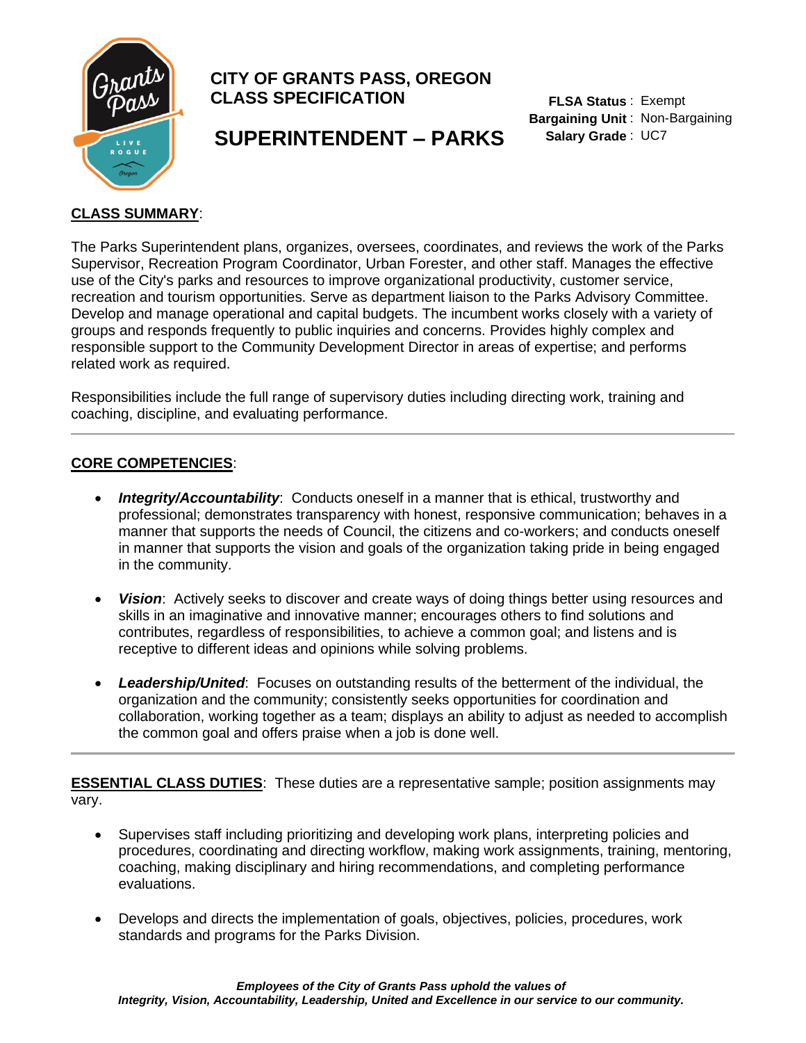# CITY OF GRANTS PASS, OREGON
# CLASS SPECIFICATION

# SUPERINTENDENT – PARKS

**FLSA Status**: Exempt
**Bargaining Unit**: Non-Bargaining
**Salary Grade**: UC7

## CLASS SUMMARY:

The Parks Superintendent plans, organizes, oversees, coordinates, and reviews the work of the Parks Supervisor, Recreation Program Coordinator, Urban Forester, and other staff. Manages the effective use of the City's parks and resources to improve organizational productivity, customer service, recreation and tourism opportunities. Serve as department liaison to the Parks Advisory Committee. Develop and manage operational and capital budgets. The incumbent works closely with a variety of groups and responds frequently to public inquiries and concerns. Provides highly complex and responsible support to the Community Development Director in areas of expertise; and performs related work as required.

Responsibilities include the full range of supervisory duties including directing work, training and coaching, discipline, and evaluating performance.

---

## CORE COMPETENCIES:

- ***Integrity/Accountability***: Conducts oneself in a manner that is ethical, trustworthy and professional; demonstrates transparency with honest, responsive communication; behaves in a manner that supports the needs of Council, the citizens and co-workers; and conducts oneself in manner that supports the vision and goals of the organization taking pride in being engaged in the community.

- ***Vision***: Actively seeks to discover and create ways of doing things better using resources and skills in an imaginative and innovative manner; encourages others to find solutions and contributes, regardless of responsibilities, to achieve a common goal; and listens and is receptive to different ideas and opinions while solving problems.

- ***Leadership/United***: Focuses on outstanding results of the betterment of the individual, the organization and the community; consistently seeks opportunities for coordination and collaboration, working together as a team; displays an ability to adjust as needed to accomplish the common goal and offers praise when a job is done well.

---

## ESSENTIAL CLASS DUTIES: These duties are a representative sample; position assignments may vary.

- Supervises staff including prioritizing and developing work plans, interpreting policies and procedures, coordinating and directing workflow, making work assignments, training, mentoring, coaching, making disciplinary and hiring recommendations, and completing performance evaluations.

- Develops and directs the implementation of goals, objectives, policies, procedures, work standards and programs for the Parks Division.

***Employees of the City of Grants Pass uphold the values of Integrity, Vision, Accountability, Leadership, United and Excellence in our service to our community.***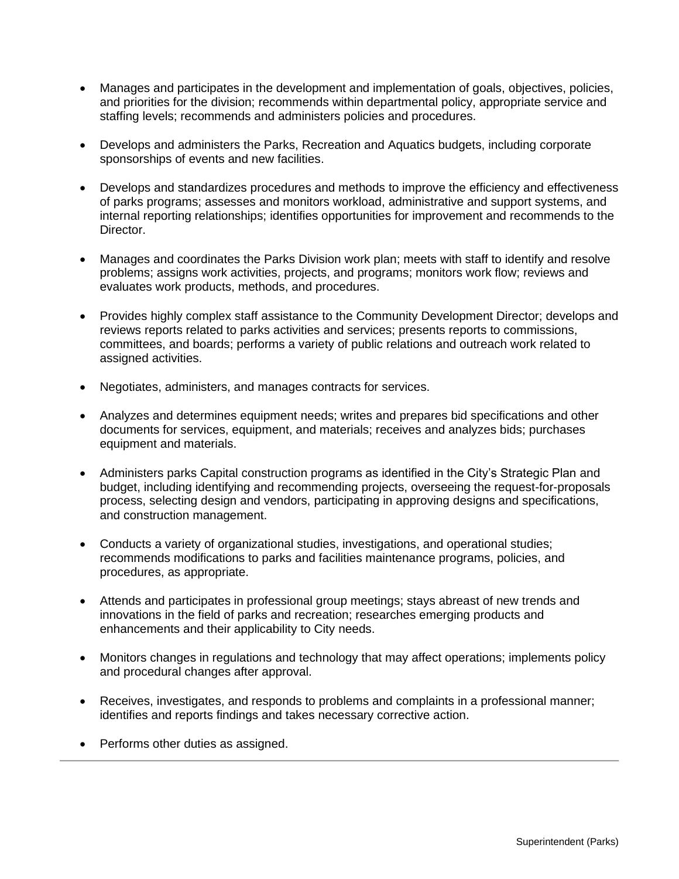- Manages and participates in the development and implementation of goals, objectives, policies, and priorities for the division; recommends within departmental policy, appropriate service and staffing levels; recommends and administers policies and procedures.

- Develops and administers the Parks, Recreation and Aquatics budgets, including corporate sponsorships of events and new facilities.

- Develops and standardizes procedures and methods to improve the efficiency and effectiveness of parks programs; assesses and monitors workload, administrative and support systems, and internal reporting relationships; identifies opportunities for improvement and recommends to the Director.

- Manages and coordinates the Parks Division work plan; meets with staff to identify and resolve problems; assigns work activities, projects, and programs; monitors work flow; reviews and evaluates work products, methods, and procedures.

- Provides highly complex staff assistance to the Community Development Director; develops and reviews reports related to parks activities and services; presents reports to commissions, committees, and boards; performs a variety of public relations and outreach work related to assigned activities.

- Negotiates, administers, and manages contracts for services.

- Analyzes and determines equipment needs; writes and prepares bid specifications and other documents for services, equipment, and materials; receives and analyzes bids; purchases equipment and materials.

- Administers parks Capital construction programs as identified in the City's Strategic Plan and budget, including identifying and recommending projects, overseeing the request-for-proposals process, selecting design and vendors, participating in approving designs and specifications, and construction management.

- Conducts a variety of organizational studies, investigations, and operational studies; recommends modifications to parks and facilities maintenance programs, policies, and procedures, as appropriate.

- Attends and participates in professional group meetings; stays abreast of new trends and innovations in the field of parks and recreation; researches emerging products and enhancements and their applicability to City needs.

- Monitors changes in regulations and technology that may affect operations; implements policy and procedural changes after approval.

- Receives, investigates, and responds to problems and complaints in a professional manner; identifies and reports findings and takes necessary corrective action.

- Performs other duties as assigned.

---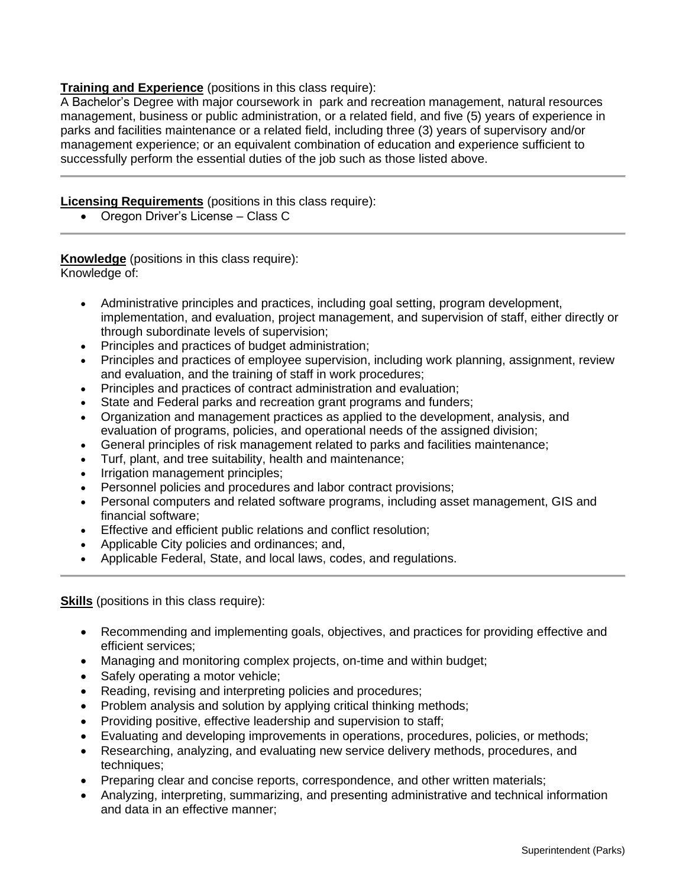**Training and Experience** (positions in this class require):
A Bachelor's Degree with major coursework in park and recreation management, natural resources management, business or public administration, or a related field, and five (5) years of experience in parks and facilities maintenance or a related field, including three (3) years of supervisory and/or management experience; or an equivalent combination of education and experience sufficient to successfully perform the essential duties of the job such as those listed above.

---

**Licensing Requirements** (positions in this class require):

- Oregon Driver's License – Class C

---

**Knowledge** (positions in this class require):
Knowledge of:

- Administrative principles and practices, including goal setting, program development, implementation, and evaluation, project management, and supervision of staff, either directly or through subordinate levels of supervision;
- Principles and practices of budget administration;
- Principles and practices of employee supervision, including work planning, assignment, review and evaluation, and the training of staff in work procedures;
- Principles and practices of contract administration and evaluation;
- State and Federal parks and recreation grant programs and funders;
- Organization and management practices as applied to the development, analysis, and evaluation of programs, policies, and operational needs of the assigned division;
- General principles of risk management related to parks and facilities maintenance;
- Turf, plant, and tree suitability, health and maintenance;
- Irrigation management principles;
- Personnel policies and procedures and labor contract provisions;
- Personal computers and related software programs, including asset management, GIS and financial software;
- Effective and efficient public relations and conflict resolution;
- Applicable City policies and ordinances; and,
- Applicable Federal, State, and local laws, codes, and regulations.

---

**Skills** (positions in this class require):

- Recommending and implementing goals, objectives, and practices for providing effective and efficient services;
- Managing and monitoring complex projects, on-time and within budget;
- Safely operating a motor vehicle;
- Reading, revising and interpreting policies and procedures;
- Problem analysis and solution by applying critical thinking methods;
- Providing positive, effective leadership and supervision to staff;
- Evaluating and developing improvements in operations, procedures, policies, or methods;
- Researching, analyzing, and evaluating new service delivery methods, procedures, and techniques;
- Preparing clear and concise reports, correspondence, and other written materials;
- Analyzing, interpreting, summarizing, and presenting administrative and technical information and data in an effective manner;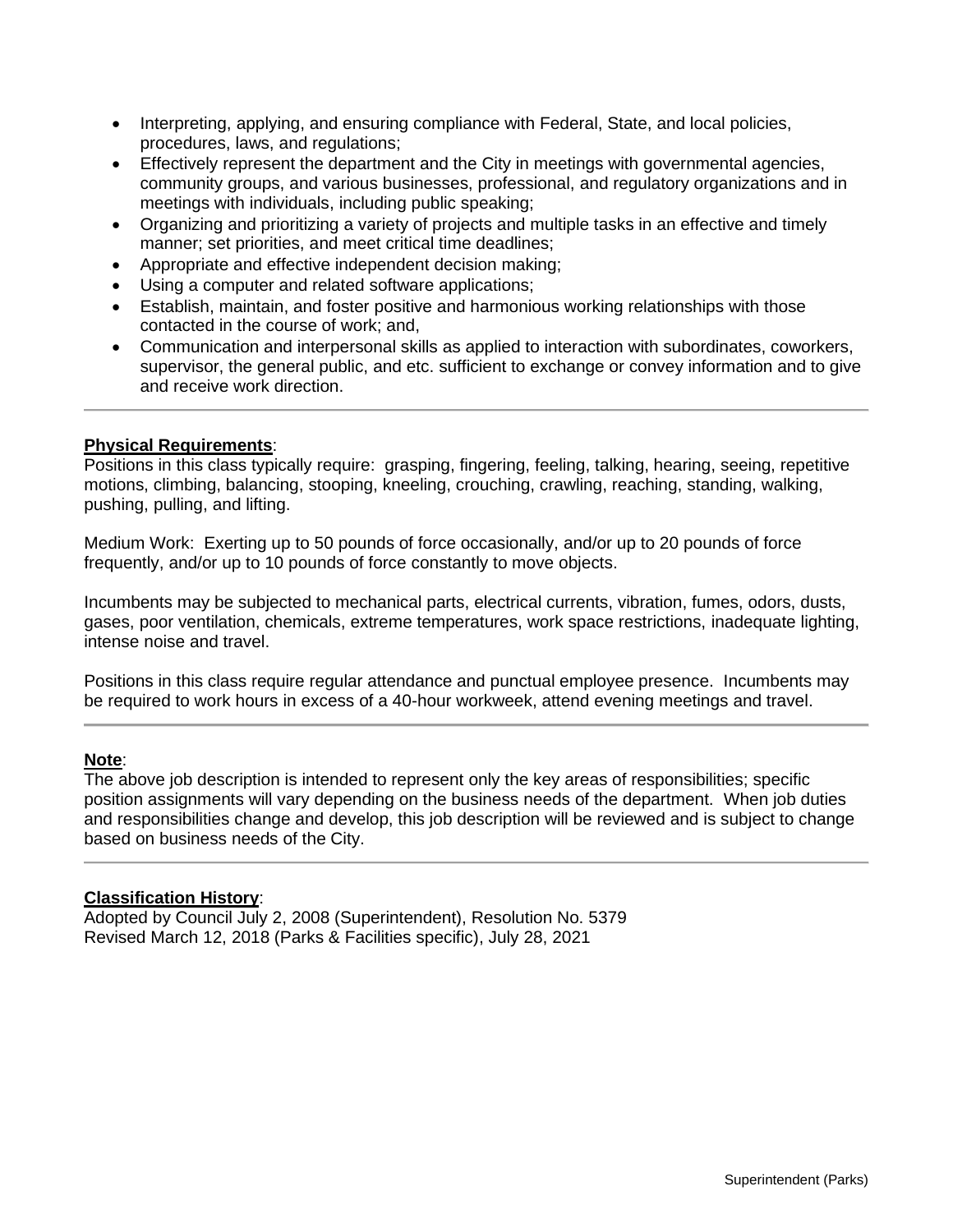- Interpreting, applying, and ensuring compliance with Federal, State, and local policies, procedures, laws, and regulations;
- Effectively represent the department and the City in meetings with governmental agencies, community groups, and various businesses, professional, and regulatory organizations and in meetings with individuals, including public speaking;
- Organizing and prioritizing a variety of projects and multiple tasks in an effective and timely manner; set priorities, and meet critical time deadlines;
- Appropriate and effective independent decision making;
- Using a computer and related software applications;
- Establish, maintain, and foster positive and harmonious working relationships with those contacted in the course of work; and,
- Communication and interpersonal skills as applied to interaction with subordinates, coworkers, supervisor, the general public, and etc. sufficient to exchange or convey information and to give and receive work direction.

---

**Physical Requirements**:
Positions in this class typically require: grasping, fingering, feeling, talking, hearing, seeing, repetitive motions, climbing, balancing, stooping, kneeling, crouching, crawling, reaching, standing, walking, pushing, pulling, and lifting.

Medium Work: Exerting up to 50 pounds of force occasionally, and/or up to 20 pounds of force frequently, and/or up to 10 pounds of force constantly to move objects.

Incumbents may be subjected to mechanical parts, electrical currents, vibration, fumes, odors, dusts, gases, poor ventilation, chemicals, extreme temperatures, work space restrictions, inadequate lighting, intense noise and travel.

Positions in this class require regular attendance and punctual employee presence. Incumbents may be required to work hours in excess of a 40-hour workweek, attend evening meetings and travel.

---

**Note**:
The above job description is intended to represent only the key areas of responsibilities; specific position assignments will vary depending on the business needs of the department. When job duties and responsibilities change and develop, this job description will be reviewed and is subject to change based on business needs of the City.

---

**Classification History**:
Adopted by Council July 2, 2008 (Superintendent), Resolution No. 5379
Revised March 12, 2018 (Parks & Facilities specific), July 28, 2021